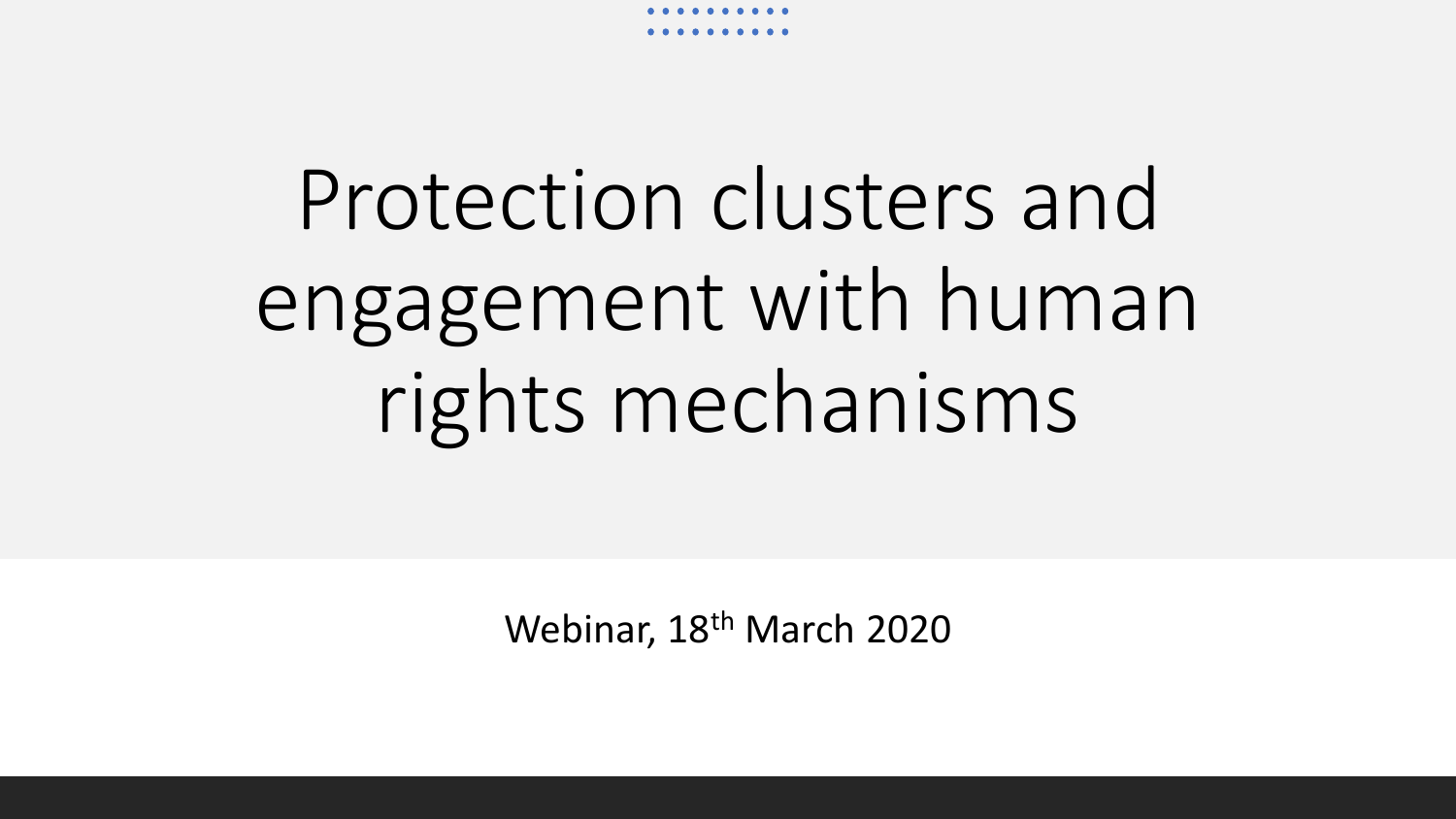# Protection clusters and engagement with human rights mechanisms

Webinar, 18th March 2020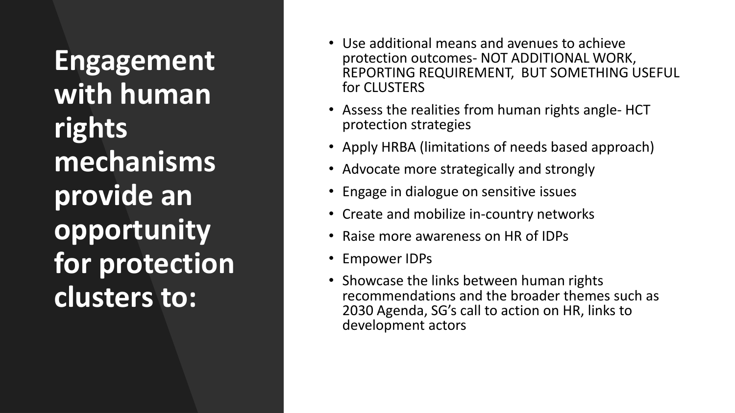# Engagement with human rights mechanisms provide an opportunity for protection clusters to:

- Use additional means and avenues to achieve protection outcomes- NOT ADDITIONAL WORK, REPORTING REQUIREMENT, BUT SOMETHING USEFUL for CLUSTERS
- Assess the realities from human rights angle- HCT protection strategies
- Apply HRBA (limitations of needs based approach)
- Advocate more strategically and strongly
- Engage in dialogue on sensitive issues
- Create and mobilize in-country networks
- Raise more awareness on HR of IDPs
- Empower IDPs
- Showcase the links between human rights recommendations and the broader themes such as 2030 Agenda, SG's call to action on HR, links to development actors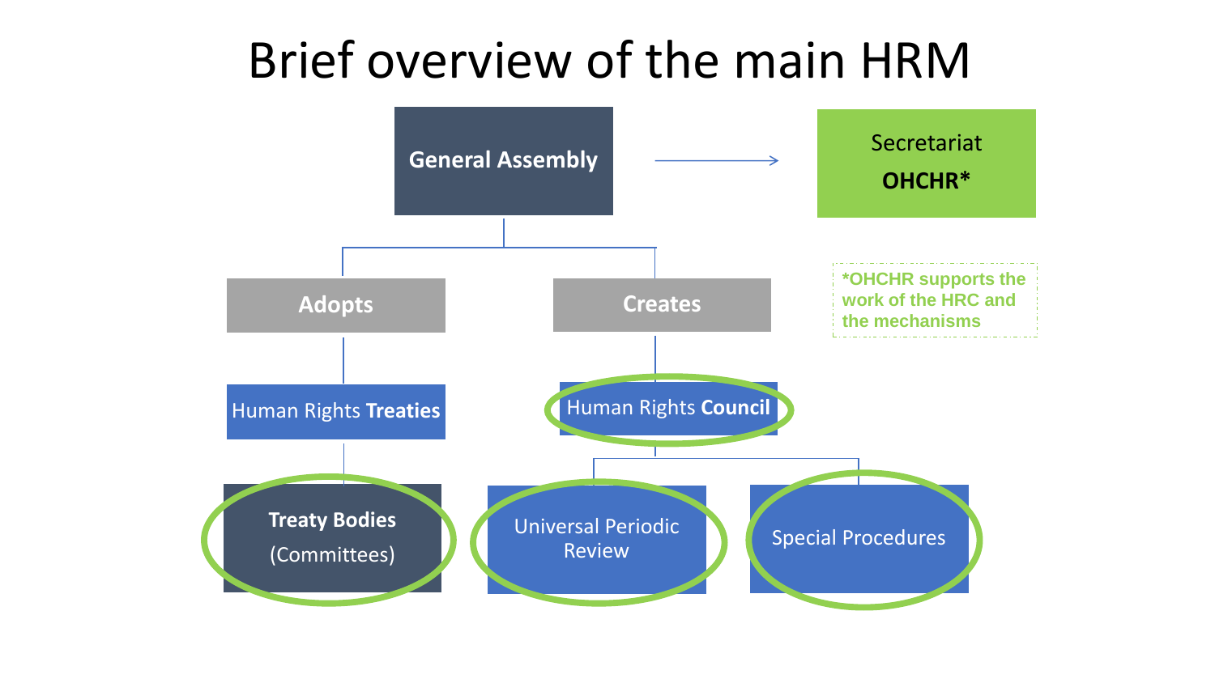# Brief overview of the main HRM

- **General Assembly** → Secretariat **OHCHR***
  - **Adopts**
    - Human Rights **Treaties**
      - **Treaty Bodies** (Committees)
  - **Creates**
    - Human Rights **Council**
      - Universal Periodic Review
      - Special Procedures

***OHCHR supports the work of the HRC and the mechanisms**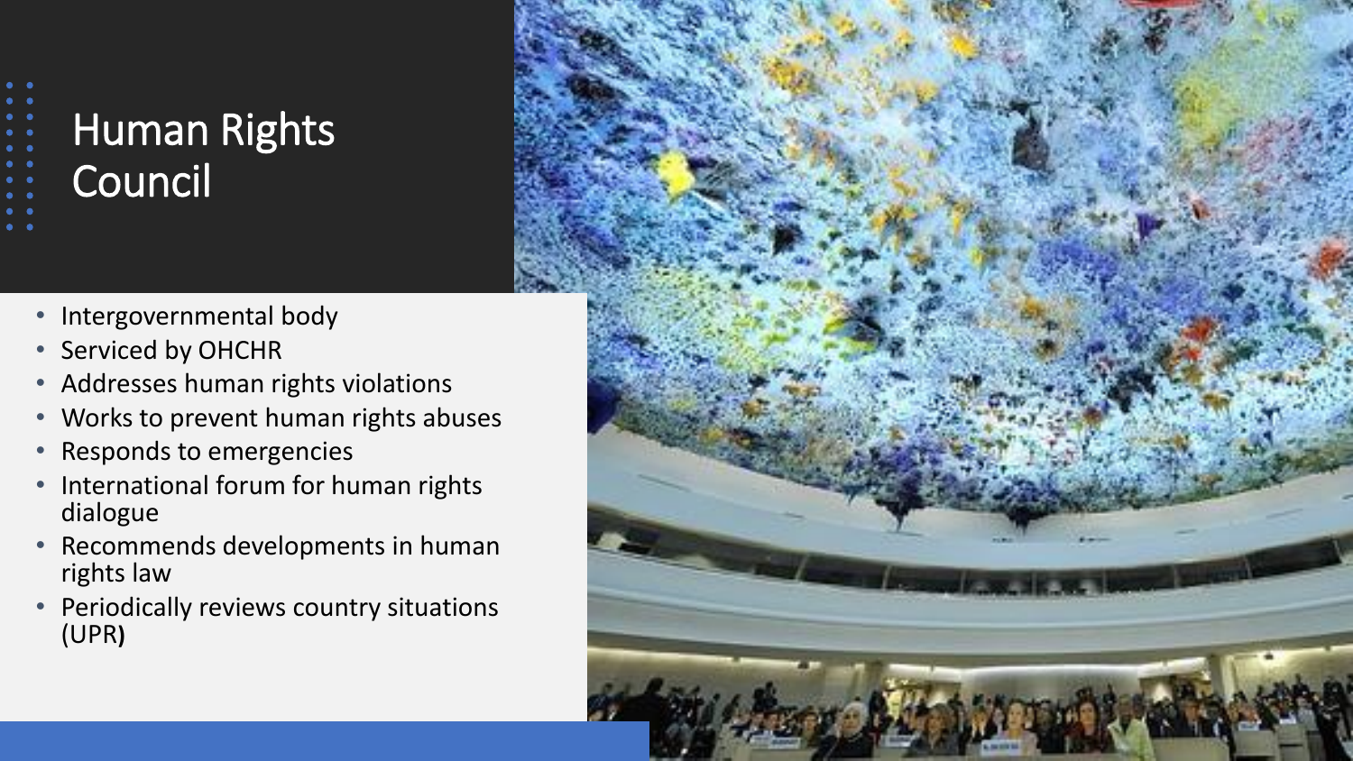# Human Rights Council

- Intergovernmental body
- Serviced by OHCHR
- Addresses human rights violations
- Works to prevent human rights abuses
- Responds to emergencies
- International forum for human rights dialogue
- Recommends developments in human rights law
- Periodically reviews country situations (UPR)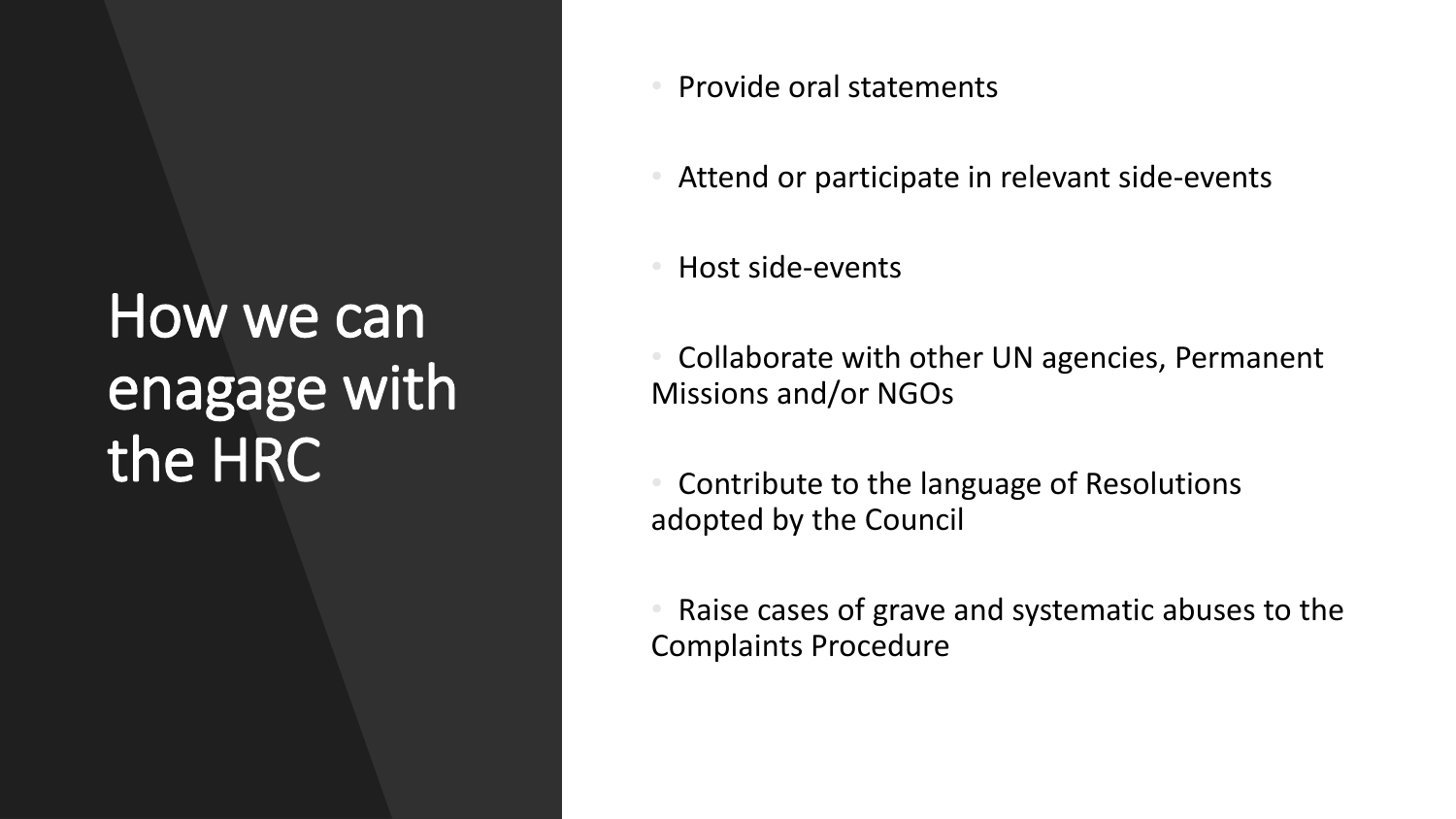# How we can enagage with the HRC

- Provide oral statements
- Attend or participate in relevant side-events
- Host side-events
- Collaborate with other UN agencies, Permanent Missions and/or NGOs
- Contribute to the language of Resolutions adopted by the Council
- Raise cases of grave and systematic abuses to the Complaints Procedure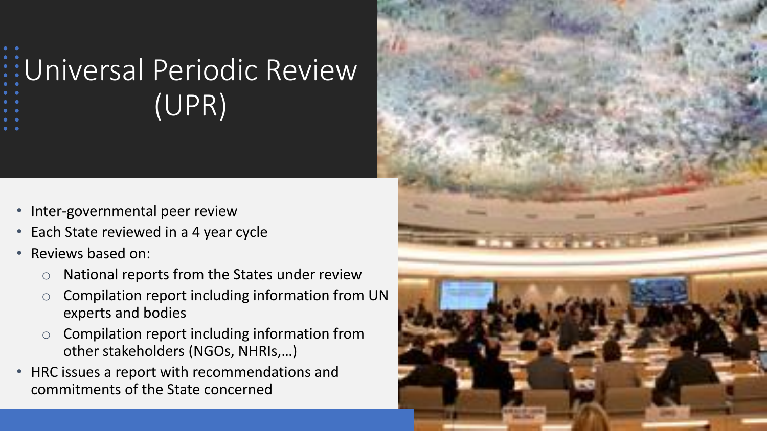# Universal Periodic Review (UPR)

- Inter-governmental peer review
- Each State reviewed in a 4 year cycle
- Reviews based on:
  - National reports from the States under review
  - Compilation report including information from UN experts and bodies
  - Compilation report including information from other stakeholders (NGOs, NHRIs,…)
- HRC issues a report with recommendations and commitments of the State concerned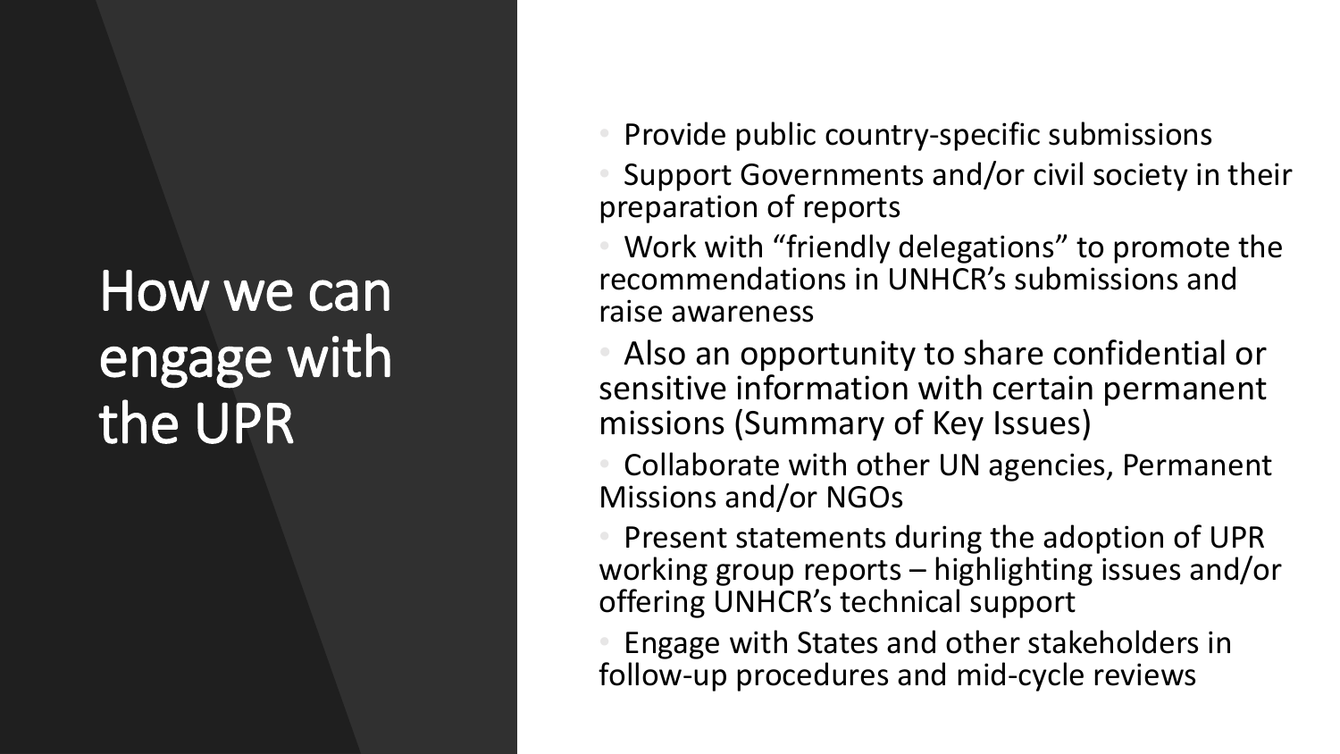# How we can engage with the UPR

- Provide public country-specific submissions
- Support Governments and/or civil society in their preparation of reports
- Work with "friendly delegations" to promote the recommendations in UNHCR's submissions and raise awareness
- Also an opportunity to share confidential or sensitive information with certain permanent missions (Summary of Key Issues)
- Collaborate with other UN agencies, Permanent Missions and/or NGOs
- Present statements during the adoption of UPR working group reports – highlighting issues and/or offering UNHCR's technical support
- Engage with States and other stakeholders in follow-up procedures and mid-cycle reviews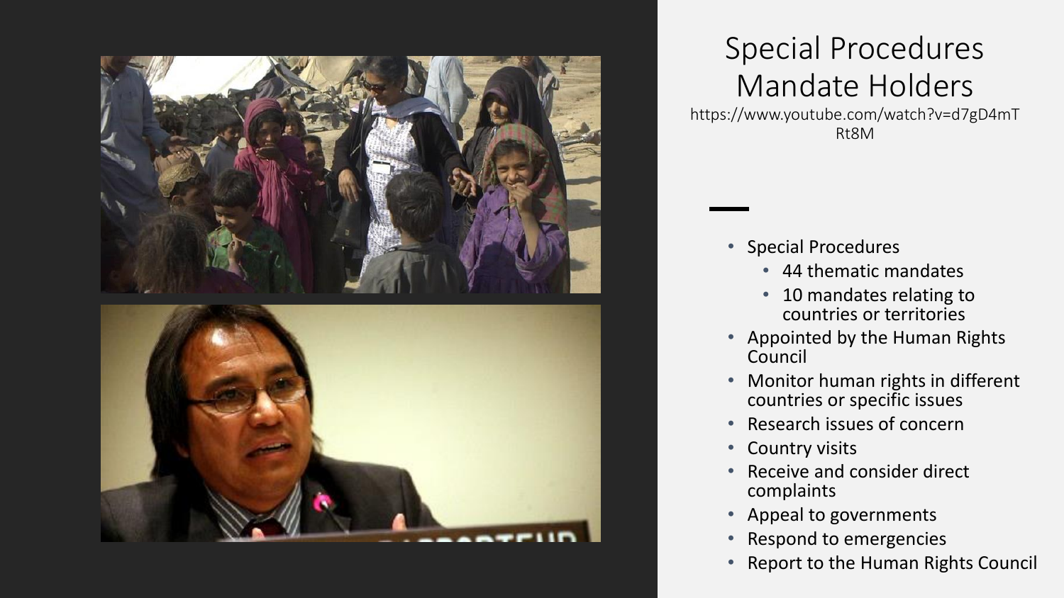# Special Procedures Mandate Holders

https://www.youtube.com/watch?v=d7gD4mTRt8M

- Special Procedures
  - 44 thematic mandates
  - 10 mandates relating to countries or territories
- Appointed by the Human Rights Council
- Monitor human rights in different countries or specific issues
- Research issues of concern
- Country visits
- Receive and consider direct complaints
- Appeal to governments
- Respond to emergencies
- Report to the Human Rights Council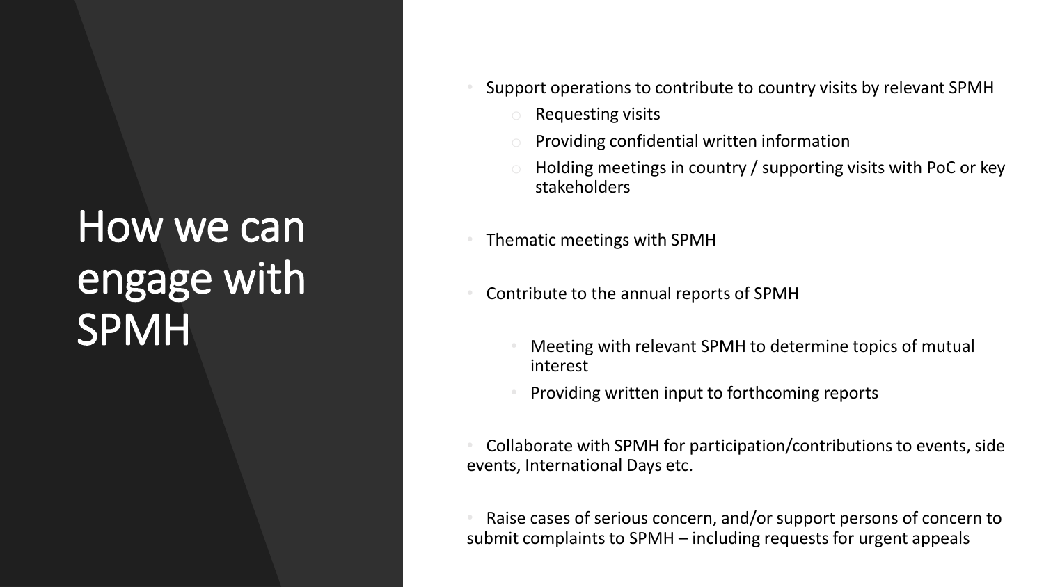# How we can engage with SPMH

- Support operations to contribute to country visits by relevant SPMH
  - Requesting visits
  - Providing confidential written information
  - Holding meetings in country / supporting visits with PoC or key stakeholders
- Thematic meetings with SPMH
- Contribute to the annual reports of SPMH
  - Meeting with relevant SPMH to determine topics of mutual interest
  - Providing written input to forthcoming reports
- Collaborate with SPMH for participation/contributions to events, side events, International Days etc.
- Raise cases of serious concern, and/or support persons of concern to submit complaints to SPMH – including requests for urgent appeals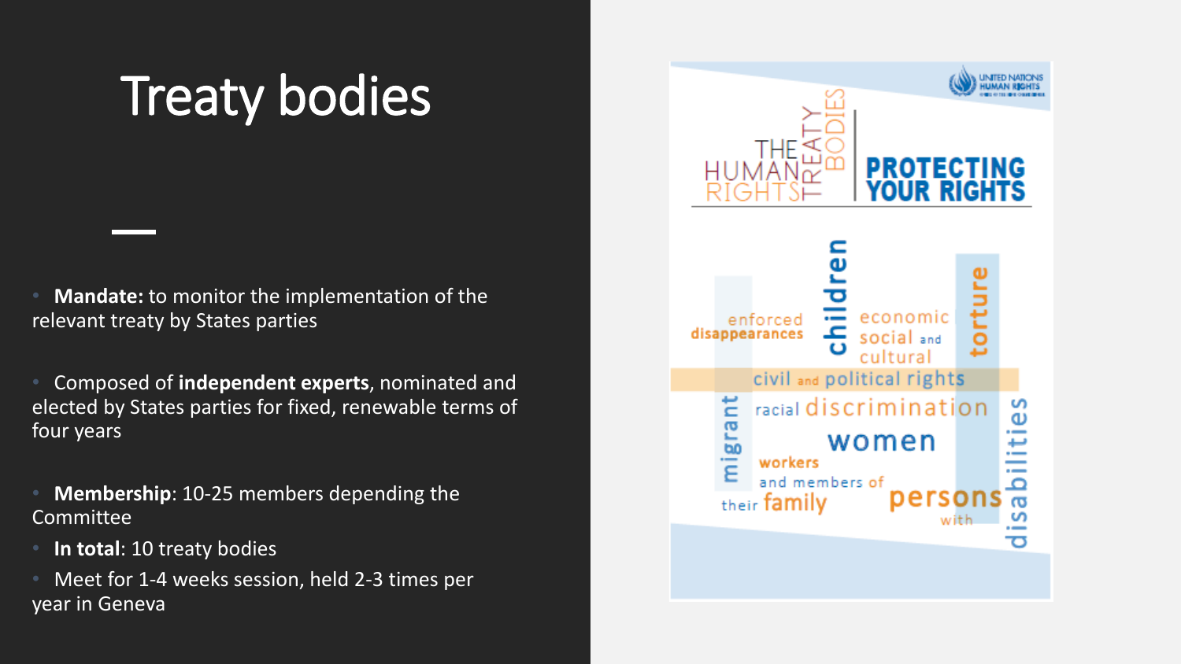# Treaty bodies

- **Mandate:** to monitor the implementation of the relevant treaty by States parties
- Composed of **independent experts**, nominated and elected by States parties for fixed, renewable terms of four years
- **Membership**: 10-25 members depending the Committee
- **In total**: 10 treaty bodies
- Meet for 1-4 weeks session, held 2-3 times per year in Geneva

THE HUMAN RIGHTS TREATY BODIES

PROTECTING YOUR RIGHTS

enforced disappearances children economic social and cultural torture civil and political rights migrant racial discrimination women workers and members of their family persons with disabilities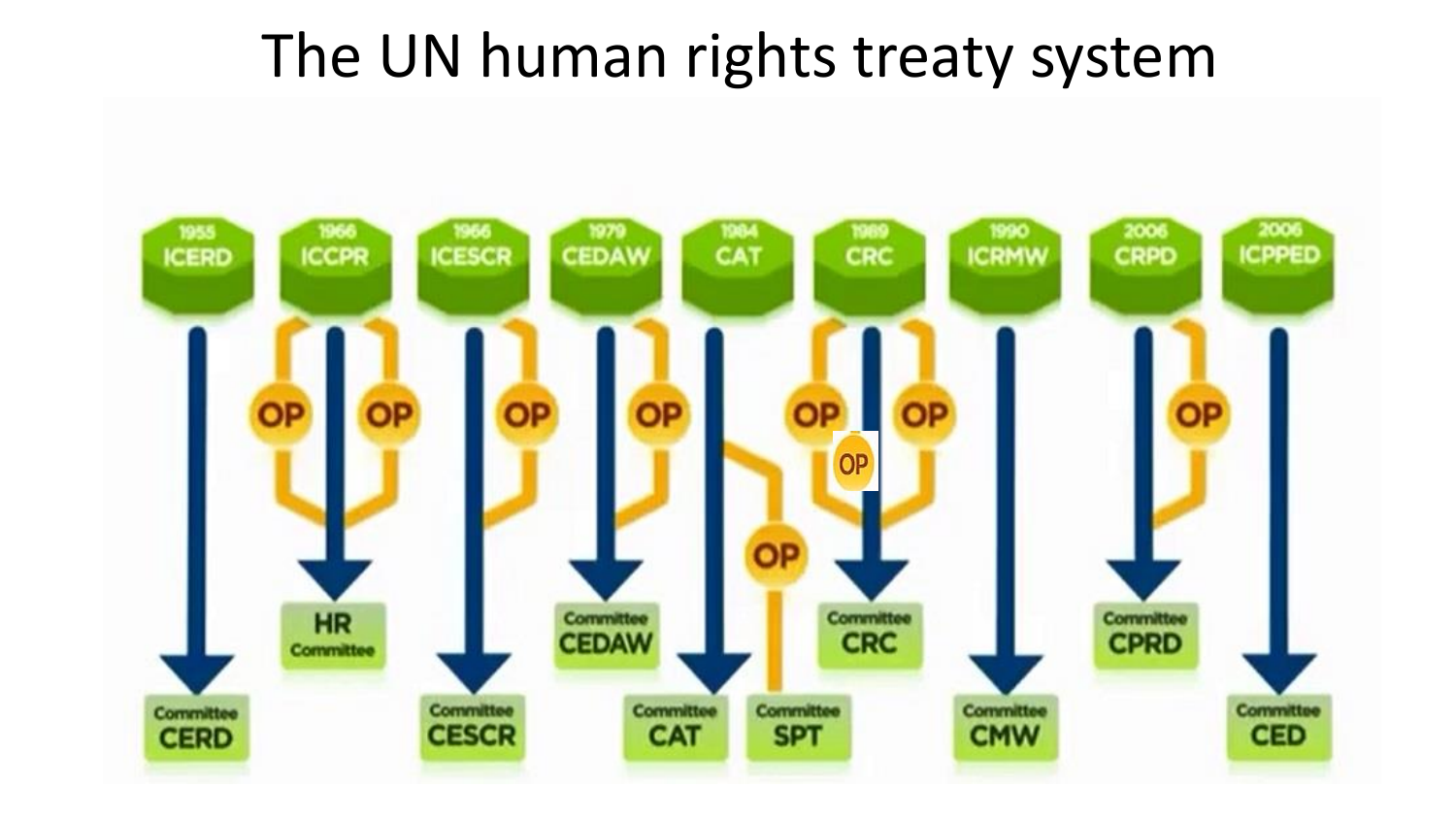# The UN human rights treaty system

| Year | Treaty | Optional Protocols | Committee |
| --- | --- | --- | --- |
| 1955 | ICERD | | Committee CERD |
| 1966 | ICCPR | OP, OP | HR Committee |
| 1966 | ICESCR | OP | Committee CESCR |
| 1979 | CEDAW | OP | Committee CEDAW |
| 1984 | CAT | OP | Committee CAT; Committee SPT |
| 1989 | CRC | OP, OP, OP | Committee CRC |
| 1990 | ICRMW | | Committee CMW |
| 2006 | CRPD | OP | Committee CPRD |
| 2006 | ICPPED | | Committee CED |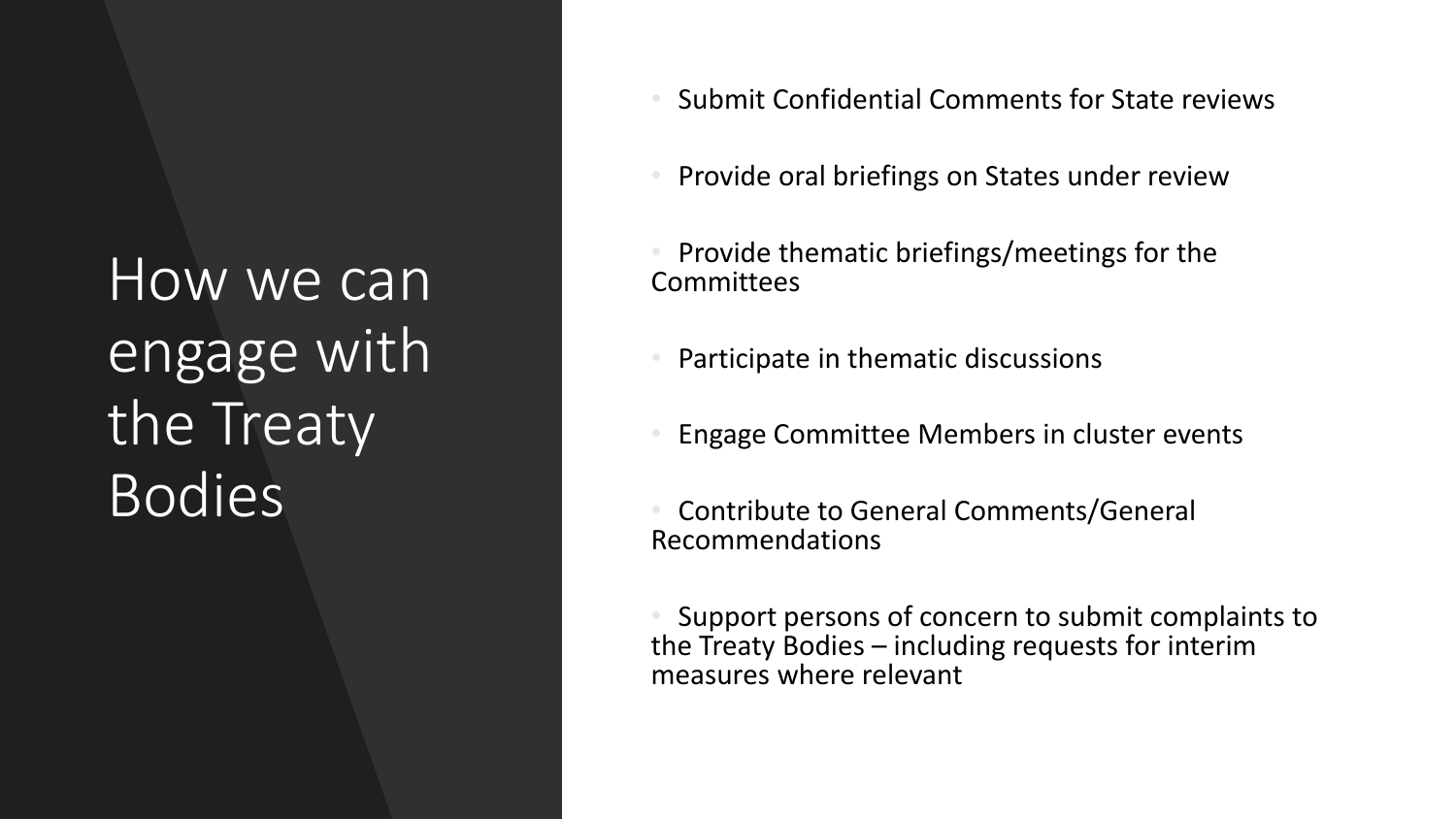# How we can engage with the Treaty Bodies

- Submit Confidential Comments for State reviews
- Provide oral briefings on States under review
- Provide thematic briefings/meetings for the Committees
- Participate in thematic discussions
- Engage Committee Members in cluster events
- Contribute to General Comments/General Recommendations
- Support persons of concern to submit complaints to the Treaty Bodies – including requests for interim measures where relevant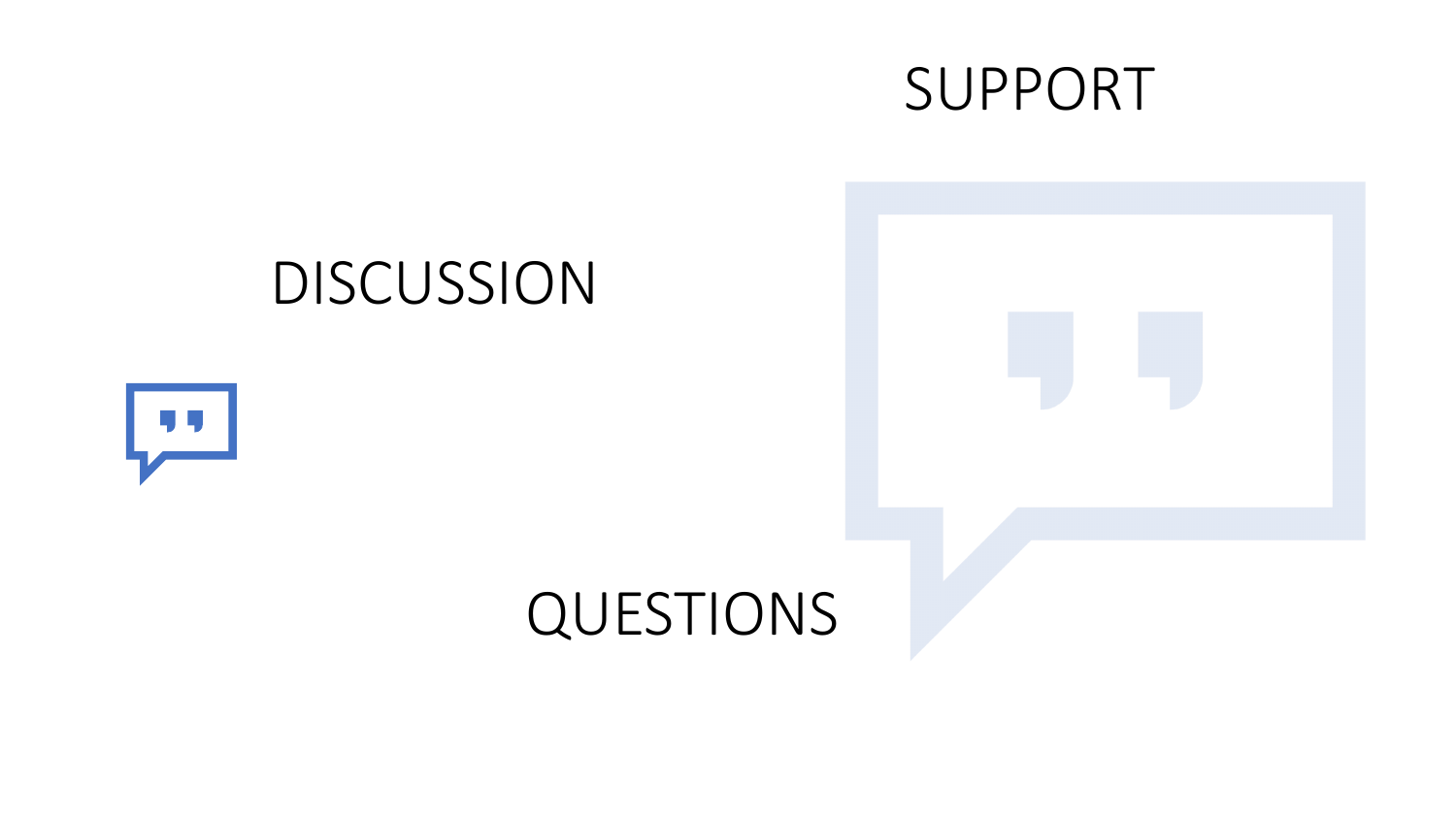SUPPORT

DISCUSSION

QUESTIONS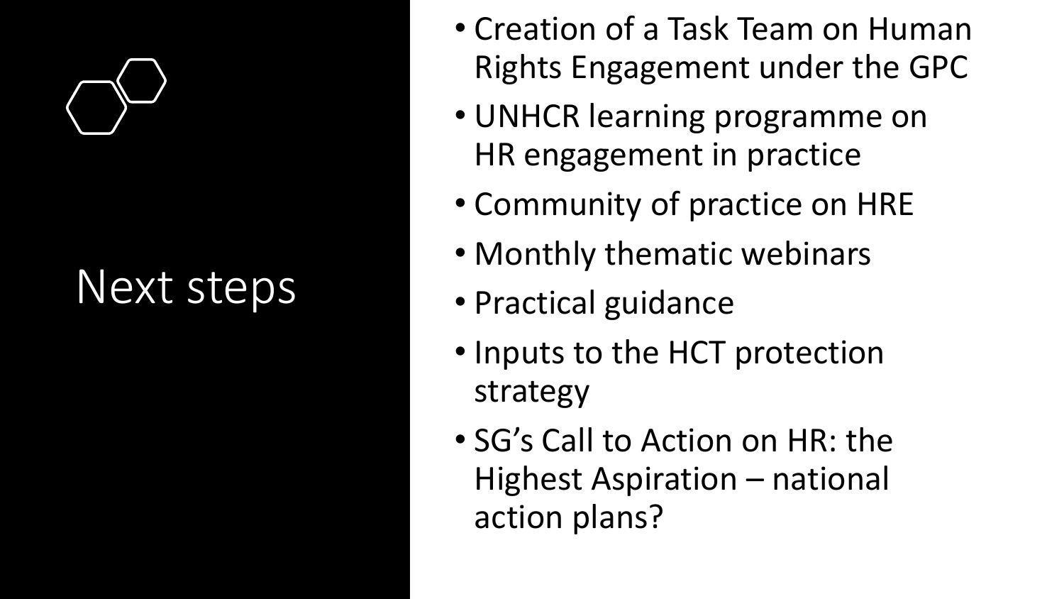# Next steps

- Creation of a Task Team on Human Rights Engagement under the GPC
- UNHCR learning programme on HR engagement in practice
- Community of practice on HRE
- Monthly thematic webinars
- Practical guidance
- Inputs to the HCT protection strategy
- SG's Call to Action on HR: the Highest Aspiration – national action plans?